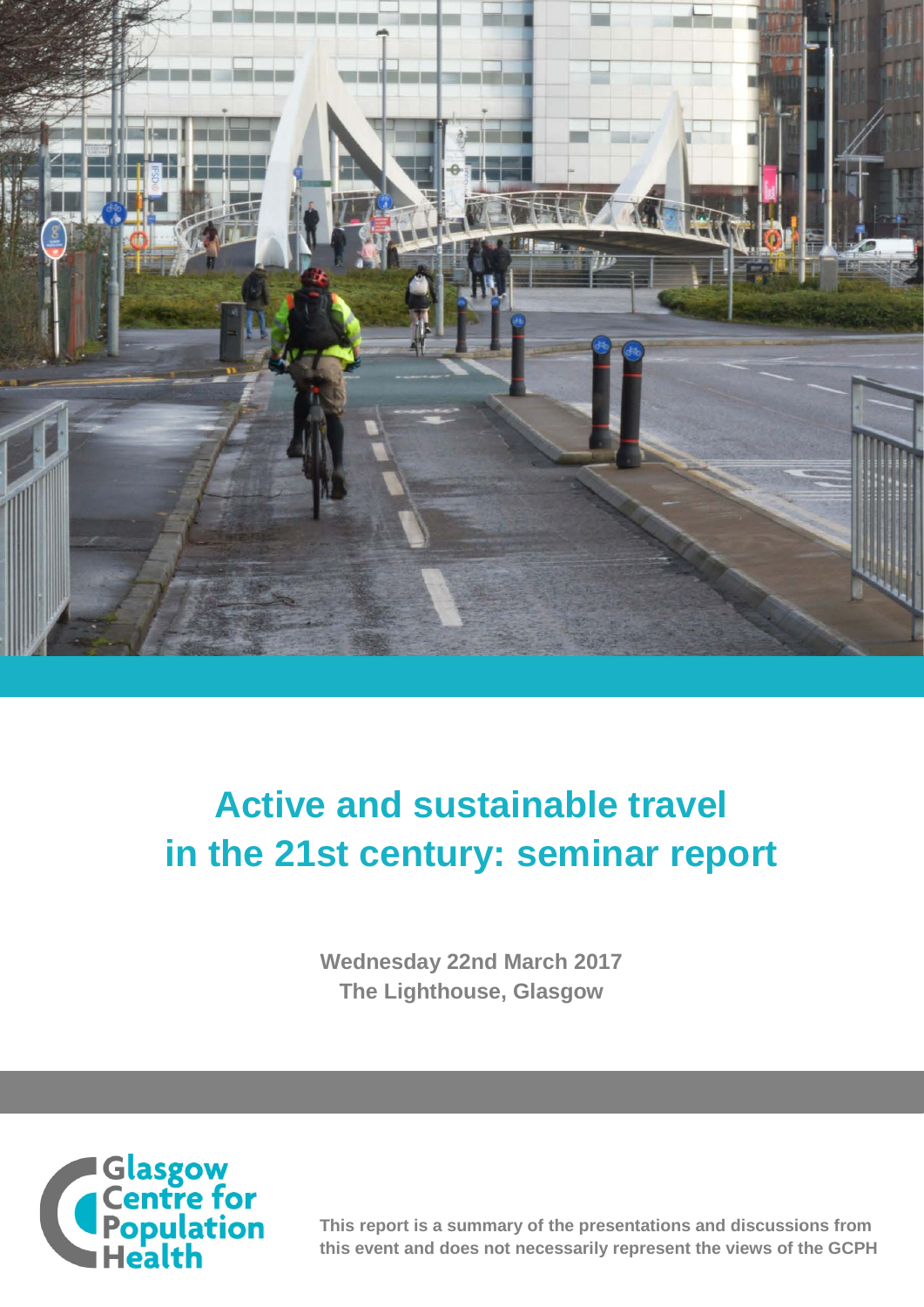# Active and sustainable travel in the 21st century: seminar report

**Wednesday 22nd March 2017**
**The Lighthouse, Glasgow**

Glasgow Centre for Population Health

**This report is a summary of the presentations and discussions from this event and does not necessarily represent the views of the GCPH**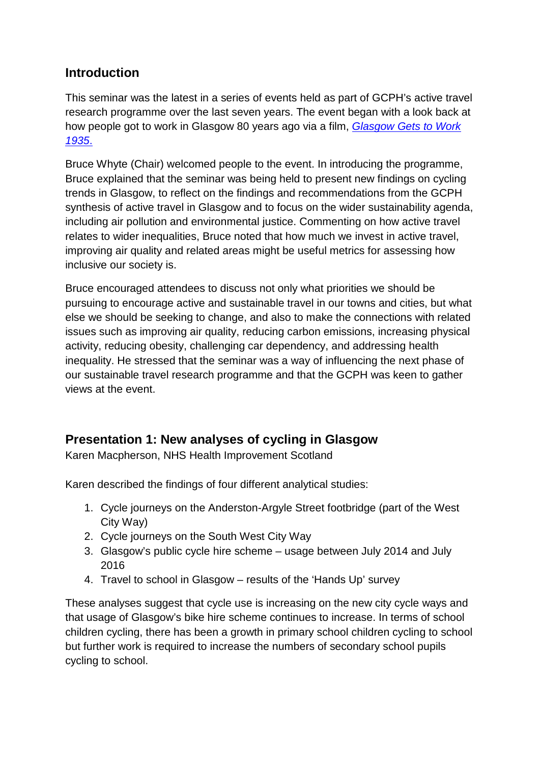## Introduction

This seminar was the latest in a series of events held as part of GCPH's active travel research programme over the last seven years. The event began with a look back at how people got to work in Glasgow 80 years ago via a film, *Glasgow Gets to Work 1935*.

Bruce Whyte (Chair) welcomed people to the event. In introducing the programme, Bruce explained that the seminar was being held to present new findings on cycling trends in Glasgow, to reflect on the findings and recommendations from the GCPH synthesis of active travel in Glasgow and to focus on the wider sustainability agenda, including air pollution and environmental justice. Commenting on how active travel relates to wider inequalities, Bruce noted that how much we invest in active travel, improving air quality and related areas might be useful metrics for assessing how inclusive our society is.

Bruce encouraged attendees to discuss not only what priorities we should be pursuing to encourage active and sustainable travel in our towns and cities, but what else we should be seeking to change, and also to make the connections with related issues such as improving air quality, reducing carbon emissions, increasing physical activity, reducing obesity, challenging car dependency, and addressing health inequality. He stressed that the seminar was a way of influencing the next phase of our sustainable travel research programme and that the GCPH was keen to gather views at the event.

## Presentation 1: New analyses of cycling in Glasgow

Karen Macpherson, NHS Health Improvement Scotland

Karen described the findings of four different analytical studies:

1. Cycle journeys on the Anderston-Argyle Street footbridge (part of the West City Way)
2. Cycle journeys on the South West City Way
3. Glasgow's public cycle hire scheme – usage between July 2014 and July 2016
4. Travel to school in Glasgow – results of the 'Hands Up' survey

These analyses suggest that cycle use is increasing on the new city cycle ways and that usage of Glasgow's bike hire scheme continues to increase. In terms of school children cycling, there has been a growth in primary school children cycling to school but further work is required to increase the numbers of secondary school pupils cycling to school.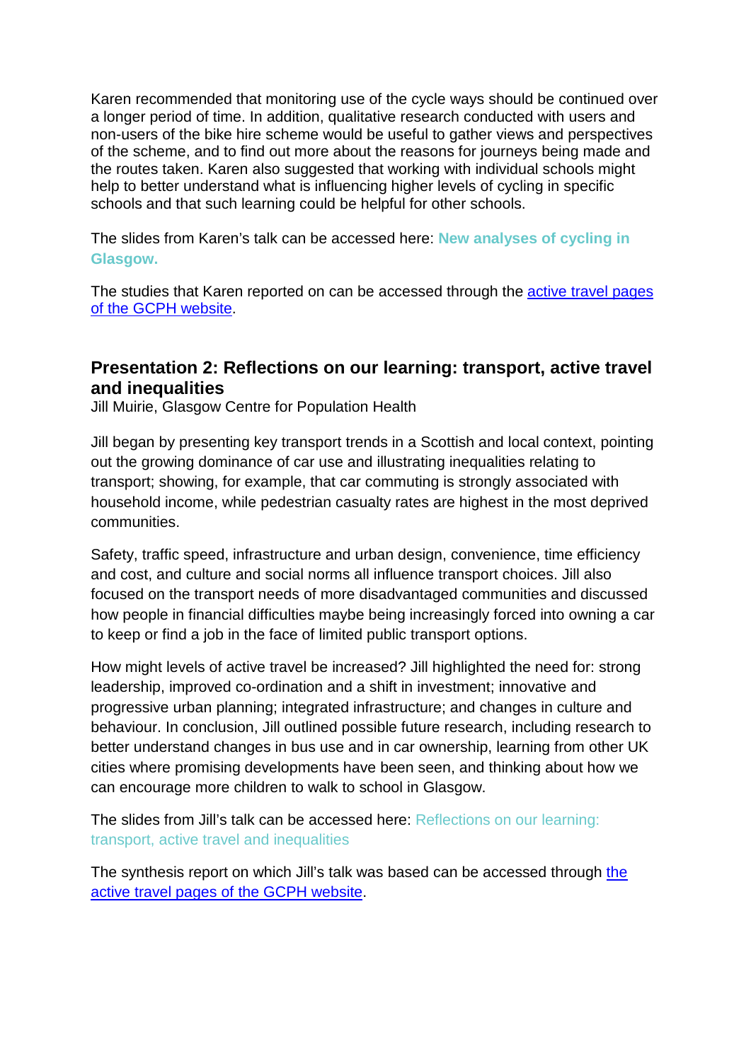Karen recommended that monitoring use of the cycle ways should be continued over a longer period of time. In addition, qualitative research conducted with users and non-users of the bike hire scheme would be useful to gather views and perspectives of the scheme, and to find out more about the reasons for journeys being made and the routes taken. Karen also suggested that working with individual schools might help to better understand what is influencing higher levels of cycling in specific schools and that such learning could be helpful for other schools.

The slides from Karen's talk can be accessed here: **New analyses of cycling in Glasgow.**

The studies that Karen reported on can be accessed through the active travel pages of the GCPH website.

## Presentation 2: Reflections on our learning: transport, active travel and inequalities

Jill Muirie, Glasgow Centre for Population Health

Jill began by presenting key transport trends in a Scottish and local context, pointing out the growing dominance of car use and illustrating inequalities relating to transport; showing, for example, that car commuting is strongly associated with household income, while pedestrian casualty rates are highest in the most deprived communities.

Safety, traffic speed, infrastructure and urban design, convenience, time efficiency and cost, and culture and social norms all influence transport choices. Jill also focused on the transport needs of more disadvantaged communities and discussed how people in financial difficulties maybe being increasingly forced into owning a car to keep or find a job in the face of limited public transport options.

How might levels of active travel be increased? Jill highlighted the need for: strong leadership, improved co-ordination and a shift in investment; innovative and progressive urban planning; integrated infrastructure; and changes in culture and behaviour. In conclusion, Jill outlined possible future research, including research to better understand changes in bus use and in car ownership, learning from other UK cities where promising developments have been seen, and thinking about how we can encourage more children to walk to school in Glasgow.

The slides from Jill's talk can be accessed here: Reflections on our learning: transport, active travel and inequalities

The synthesis report on which Jill's talk was based can be accessed through the active travel pages of the GCPH website.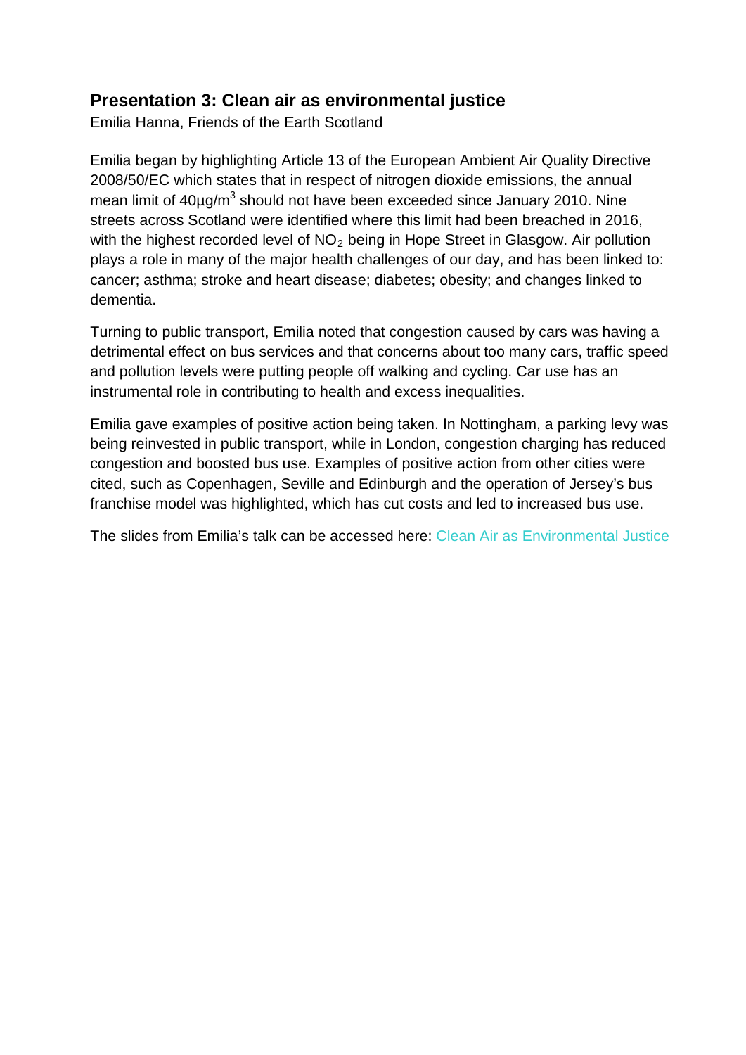## Presentation 3: Clean air as environmental justice

Emilia Hanna, Friends of the Earth Scotland

Emilia began by highlighting Article 13 of the European Ambient Air Quality Directive 2008/50/EC which states that in respect of nitrogen dioxide emissions, the annual mean limit of $40µg/m^3$ should not have been exceeded since January 2010. Nine streets across Scotland were identified where this limit had been breached in 2016, with the highest recorded level of $NO_2$ being in Hope Street in Glasgow. Air pollution plays a role in many of the major health challenges of our day, and has been linked to: cancer; asthma; stroke and heart disease; diabetes; obesity; and changes linked to dementia.

Turning to public transport, Emilia noted that congestion caused by cars was having a detrimental effect on bus services and that concerns about too many cars, traffic speed and pollution levels were putting people off walking and cycling. Car use has an instrumental role in contributing to health and excess inequalities.

Emilia gave examples of positive action being taken. In Nottingham, a parking levy was being reinvested in public transport, while in London, congestion charging has reduced congestion and boosted bus use. Examples of positive action from other cities were cited, such as Copenhagen, Seville and Edinburgh and the operation of Jersey's bus franchise model was highlighted, which has cut costs and led to increased bus use.

The slides from Emilia's talk can be accessed here: Clean Air as Environmental Justice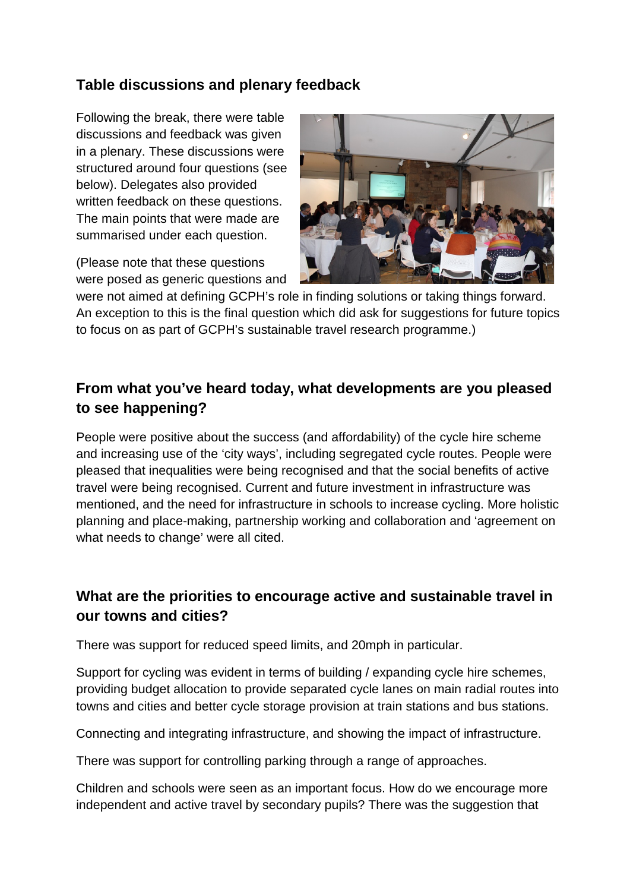## Table discussions and plenary feedback

Following the break, there were table discussions and feedback was given in a plenary. These discussions were structured around four questions (see below). Delegates also provided written feedback on these questions. The main points that were made are summarised under each question.

(Please note that these questions were posed as generic questions and were not aimed at defining GCPH's role in finding solutions or taking things forward. An exception to this is the final question which did ask for suggestions for future topics to focus on as part of GCPH's sustainable travel research programme.)

## From what you've heard today, what developments are you pleased to see happening?

People were positive about the success (and affordability) of the cycle hire scheme and increasing use of the 'city ways', including segregated cycle routes. People were pleased that inequalities were being recognised and that the social benefits of active travel were being recognised. Current and future investment in infrastructure was mentioned, and the need for infrastructure in schools to increase cycling. More holistic planning and place-making, partnership working and collaboration and 'agreement on what needs to change' were all cited.

## What are the priorities to encourage active and sustainable travel in our towns and cities?

There was support for reduced speed limits, and 20mph in particular.

Support for cycling was evident in terms of building / expanding cycle hire schemes, providing budget allocation to provide separated cycle lanes on main radial routes into towns and cities and better cycle storage provision at train stations and bus stations.

Connecting and integrating infrastructure, and showing the impact of infrastructure.

There was support for controlling parking through a range of approaches.

Children and schools were seen as an important focus. How do we encourage more independent and active travel by secondary pupils? There was the suggestion that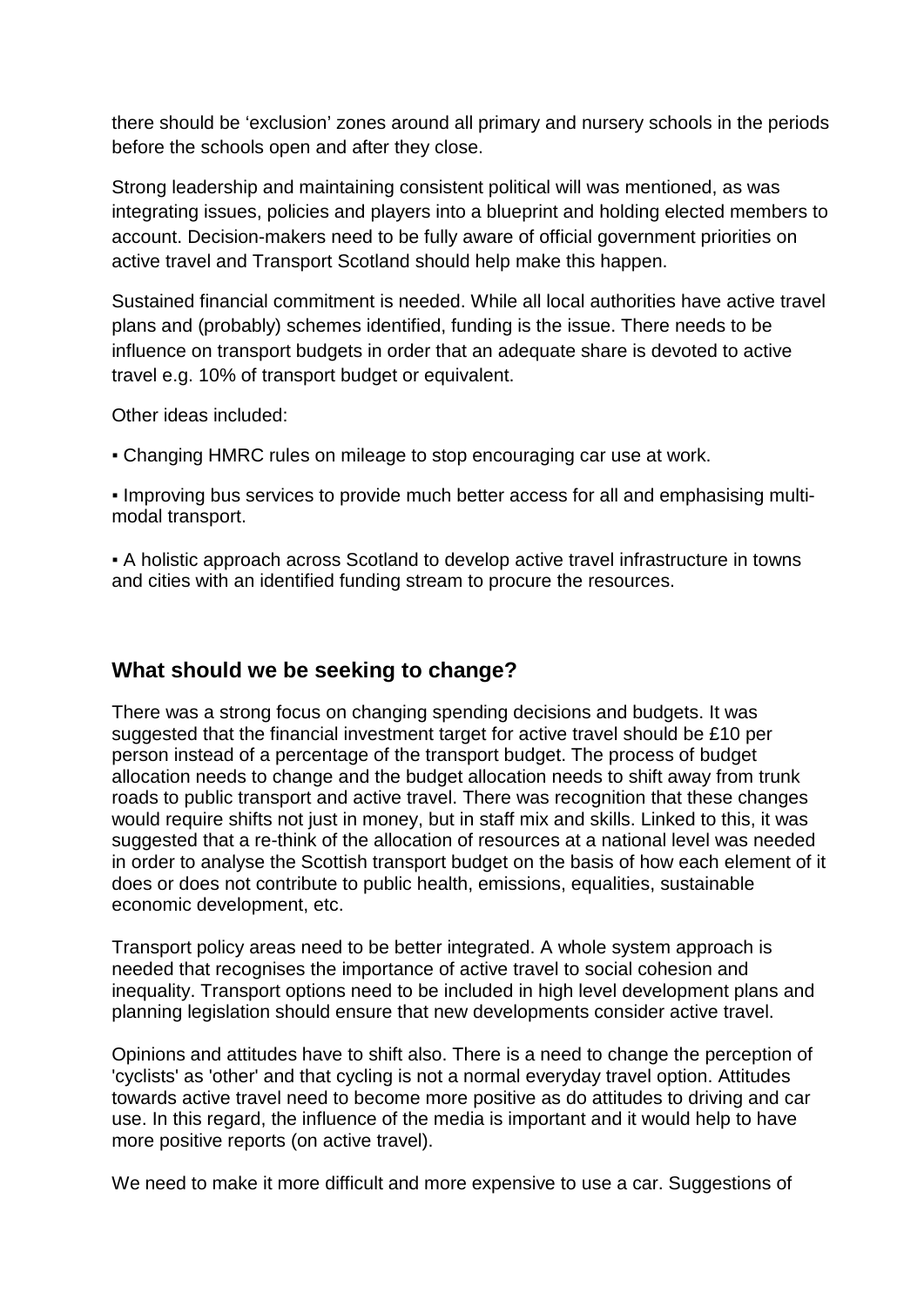there should be 'exclusion' zones around all primary and nursery schools in the periods before the schools open and after they close.

Strong leadership and maintaining consistent political will was mentioned, as was integrating issues, policies and players into a blueprint and holding elected members to account. Decision-makers need to be fully aware of official government priorities on active travel and Transport Scotland should help make this happen.

Sustained financial commitment is needed. While all local authorities have active travel plans and (probably) schemes identified, funding is the issue. There needs to be influence on transport budgets in order that an adequate share is devoted to active travel e.g. 10% of transport budget or equivalent.

Other ideas included:

- Changing HMRC rules on mileage to stop encouraging car use at work.
- Improving bus services to provide much better access for all and emphasising multi-modal transport.
- A holistic approach across Scotland to develop active travel infrastructure in towns and cities with an identified funding stream to procure the resources.

## What should we be seeking to change?

There was a strong focus on changing spending decisions and budgets. It was suggested that the financial investment target for active travel should be £10 per person instead of a percentage of the transport budget. The process of budget allocation needs to change and the budget allocation needs to shift away from trunk roads to public transport and active travel. There was recognition that these changes would require shifts not just in money, but in staff mix and skills. Linked to this, it was suggested that a re-think of the allocation of resources at a national level was needed in order to analyse the Scottish transport budget on the basis of how each element of it does or does not contribute to public health, emissions, equalities, sustainable economic development, etc.

Transport policy areas need to be better integrated. A whole system approach is needed that recognises the importance of active travel to social cohesion and inequality. Transport options need to be included in high level development plans and planning legislation should ensure that new developments consider active travel.

Opinions and attitudes have to shift also. There is a need to change the perception of 'cyclists' as 'other' and that cycling is not a normal everyday travel option. Attitudes towards active travel need to become more positive as do attitudes to driving and car use. In this regard, the influence of the media is important and it would help to have more positive reports (on active travel).

We need to make it more difficult and more expensive to use a car. Suggestions of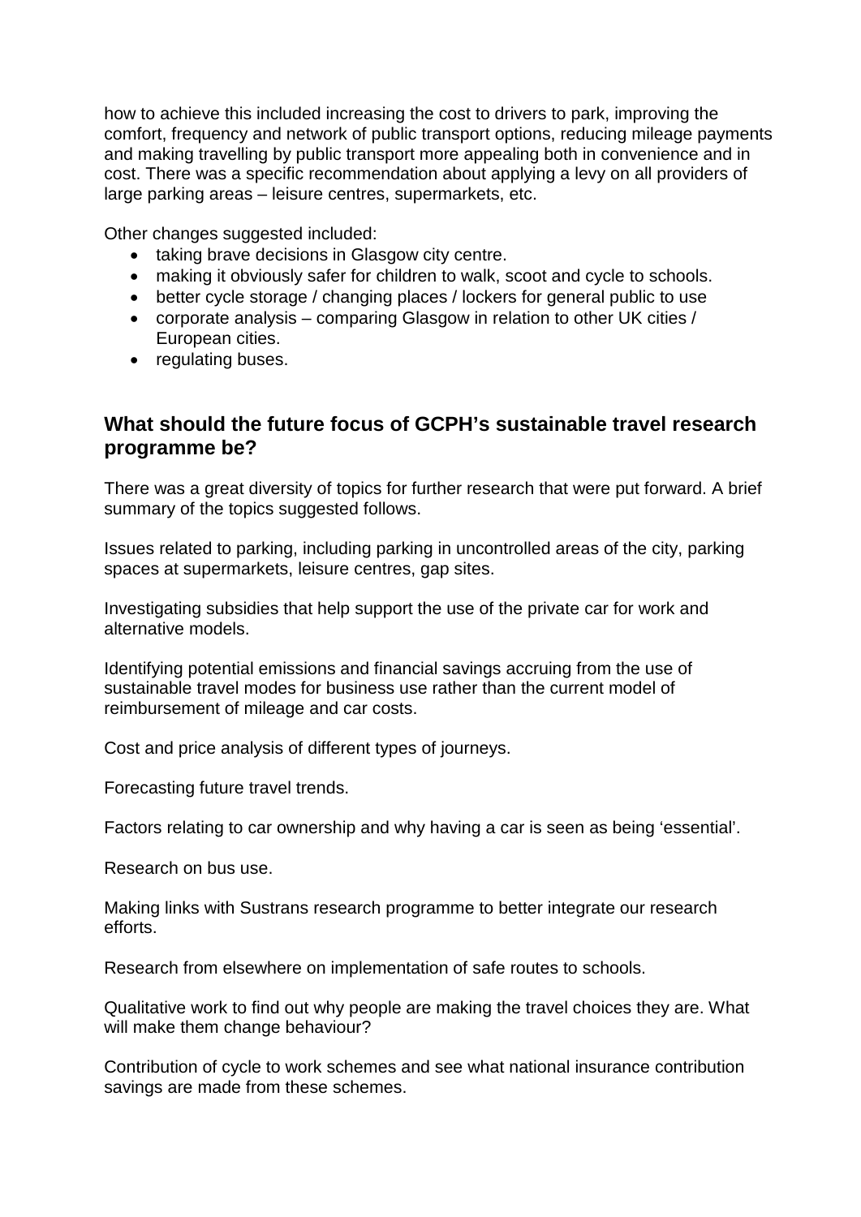how to achieve this included increasing the cost to drivers to park, improving the comfort, frequency and network of public transport options, reducing mileage payments and making travelling by public transport more appealing both in convenience and in cost. There was a specific recommendation about applying a levy on all providers of large parking areas – leisure centres, supermarkets, etc.

Other changes suggested included:

- taking brave decisions in Glasgow city centre.
- making it obviously safer for children to walk, scoot and cycle to schools.
- better cycle storage / changing places / lockers for general public to use
- corporate analysis – comparing Glasgow in relation to other UK cities / European cities.
- regulating buses.

## What should the future focus of GCPH's sustainable travel research programme be?

There was a great diversity of topics for further research that were put forward. A brief summary of the topics suggested follows.

Issues related to parking, including parking in uncontrolled areas of the city, parking spaces at supermarkets, leisure centres, gap sites.

Investigating subsidies that help support the use of the private car for work and alternative models.

Identifying potential emissions and financial savings accruing from the use of sustainable travel modes for business use rather than the current model of reimbursement of mileage and car costs.

Cost and price analysis of different types of journeys.

Forecasting future travel trends.

Factors relating to car ownership and why having a car is seen as being 'essential'.

Research on bus use.

Making links with Sustrans research programme to better integrate our research efforts.

Research from elsewhere on implementation of safe routes to schools.

Qualitative work to find out why people are making the travel choices they are. What will make them change behaviour?

Contribution of cycle to work schemes and see what national insurance contribution savings are made from these schemes.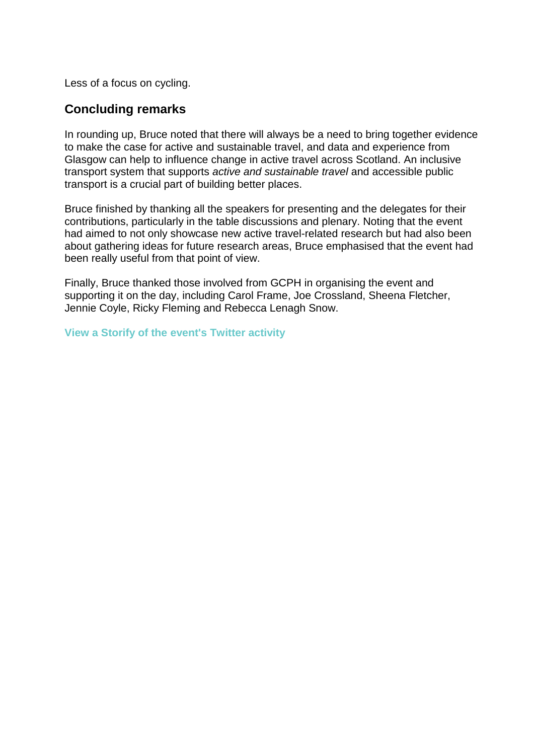Less of a focus on cycling.

## Concluding remarks

In rounding up, Bruce noted that there will always be a need to bring together evidence to make the case for active and sustainable travel, and data and experience from Glasgow can help to influence change in active travel across Scotland. An inclusive transport system that supports *active and sustainable travel* and accessible public transport is a crucial part of building better places.

Bruce finished by thanking all the speakers for presenting and the delegates for their contributions, particularly in the table discussions and plenary. Noting that the event had aimed to not only showcase new active travel-related research but had also been about gathering ideas for future research areas, Bruce emphasised that the event had been really useful from that point of view.

Finally, Bruce thanked those involved from GCPH in organising the event and supporting it on the day, including Carol Frame, Joe Crossland, Sheena Fletcher, Jennie Coyle, Ricky Fleming and Rebecca Lenagh Snow.

**View a Storify of the event's Twitter activity**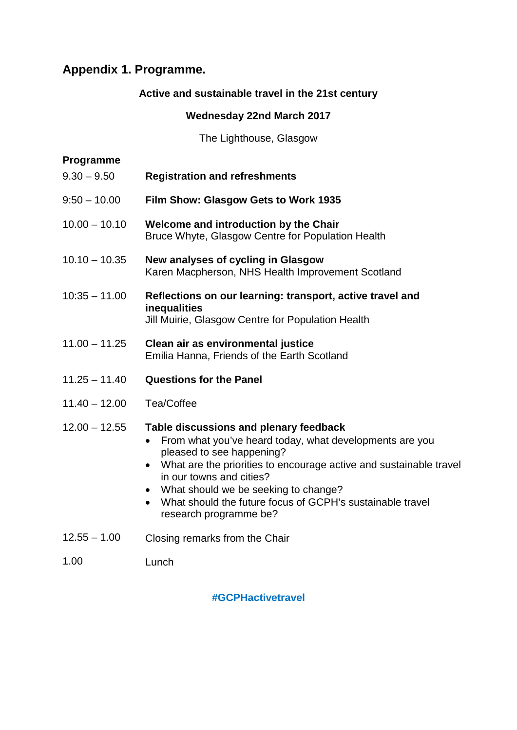## Appendix 1. Programme.

**Active and sustainable travel in the 21st century**

**Wednesday 22nd March 2017**

The Lighthouse, Glasgow

### Programme

| | |
|---|---|
| 9.30 – 9.50 | **Registration and refreshments** |
| 9:50 – 10.00 | **Film Show: Glasgow Gets to Work 1935** |
| 10.00 – 10.10 | **Welcome and introduction by the Chair**<br>Bruce Whyte, Glasgow Centre for Population Health |
| 10.10 – 10.35 | **New analyses of cycling in Glasgow**<br>Karen Macpherson, NHS Health Improvement Scotland |
| 10:35 – 11.00 | **Reflections on our learning: transport, active travel and inequalities**<br>Jill Muirie, Glasgow Centre for Population Health |
| 11.00 – 11.25 | **Clean air as environmental justice**<br>Emilia Hanna, Friends of the Earth Scotland |
| 11.25 – 11.40 | **Questions for the Panel** |
| 11.40 – 12.00 | Tea/Coffee |
| 12.00 – 12.55 | **Table discussions and plenary feedback**<br>• From what you've heard today, what developments are you pleased to see happening?<br>• What are the priorities to encourage active and sustainable travel in our towns and cities?<br>• What should we be seeking to change?<br>• What should the future focus of GCPH's sustainable travel research programme be? |
| 12.55 – 1.00 | Closing remarks from the Chair |
| 1.00 | Lunch |

**#GCPHactivetravel**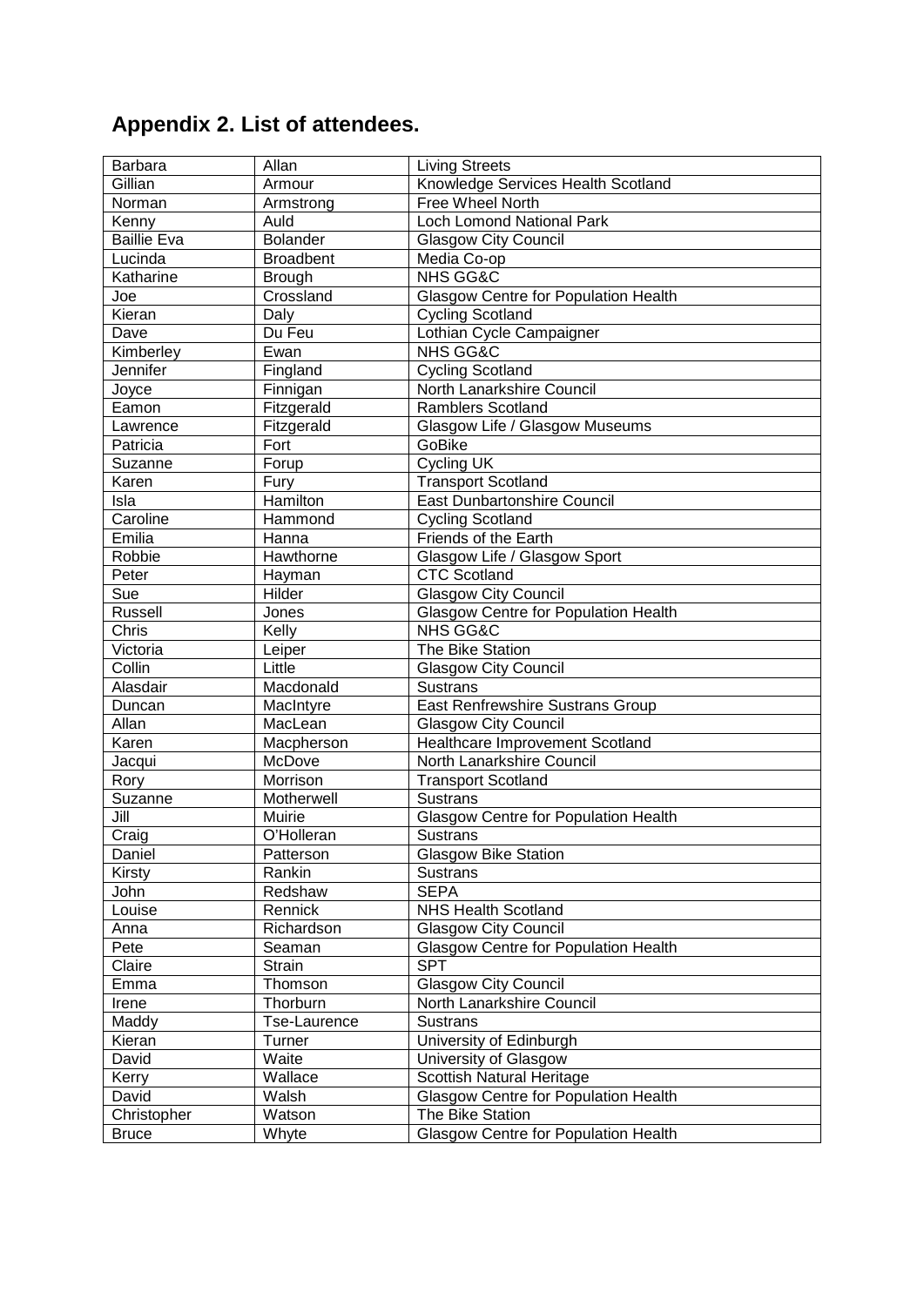## Appendix 2. List of attendees.

| | | |
|---|---|---|
| Barbara | Allan | Living Streets |
| Gillian | Armour | Knowledge Services Health Scotland |
| Norman | Armstrong | Free Wheel North |
| Kenny | Auld | Loch Lomond National Park |
| Baillie Eva | Bolander | Glasgow City Council |
| Lucinda | Broadbent | Media Co-op |
| Katharine | Brough | NHS GG&C |
| Joe | Crossland | Glasgow Centre for Population Health |
| Kieran | Daly | Cycling Scotland |
| Dave | Du Feu | Lothian Cycle Campaigner |
| Kimberley | Ewan | NHS GG&C |
| Jennifer | Fingland | Cycling Scotland |
| Joyce | Finnigan | North Lanarkshire Council |
| Eamon | Fitzgerald | Ramblers Scotland |
| Lawrence | Fitzgerald | Glasgow Life / Glasgow Museums |
| Patricia | Fort | GoBike |
| Suzanne | Forup | Cycling UK |
| Karen | Fury | Transport Scotland |
| Isla | Hamilton | East Dunbartonshire Council |
| Caroline | Hammond | Cycling Scotland |
| Emilia | Hanna | Friends of the Earth |
| Robbie | Hawthorne | Glasgow Life / Glasgow Sport |
| Peter | Hayman | CTC Scotland |
| Sue | Hilder | Glasgow City Council |
| Russell | Jones | Glasgow Centre for Population Health |
| Chris | Kelly | NHS GG&C |
| Victoria | Leiper | The Bike Station |
| Collin | Little | Glasgow City Council |
| Alasdair | Macdonald | Sustrans |
| Duncan | MacIntyre | East Renfrewshire Sustrans Group |
| Allan | MacLean | Glasgow City Council |
| Karen | Macpherson | Healthcare Improvement Scotland |
| Jacqui | McDove | North Lanarkshire Council |
| Rory | Morrison | Transport Scotland |
| Suzanne | Motherwell | Sustrans |
| Jill | Muirie | Glasgow Centre for Population Health |
| Craig | O'Holleran | Sustrans |
| Daniel | Patterson | Glasgow Bike Station |
| Kirsty | Rankin | Sustrans |
| John | Redshaw | SEPA |
| Louise | Rennick | NHS Health Scotland |
| Anna | Richardson | Glasgow City Council |
| Pete | Seaman | Glasgow Centre for Population Health |
| Claire | Strain | SPT |
| Emma | Thomson | Glasgow City Council |
| Irene | Thorburn | North Lanarkshire Council |
| Maddy | Tse-Laurence | Sustrans |
| Kieran | Turner | University of Edinburgh |
| David | Waite | University of Glasgow |
| Kerry | Wallace | Scottish Natural Heritage |
| David | Walsh | Glasgow Centre for Population Health |
| Christopher | Watson | The Bike Station |
| Bruce | Whyte | Glasgow Centre for Population Health |